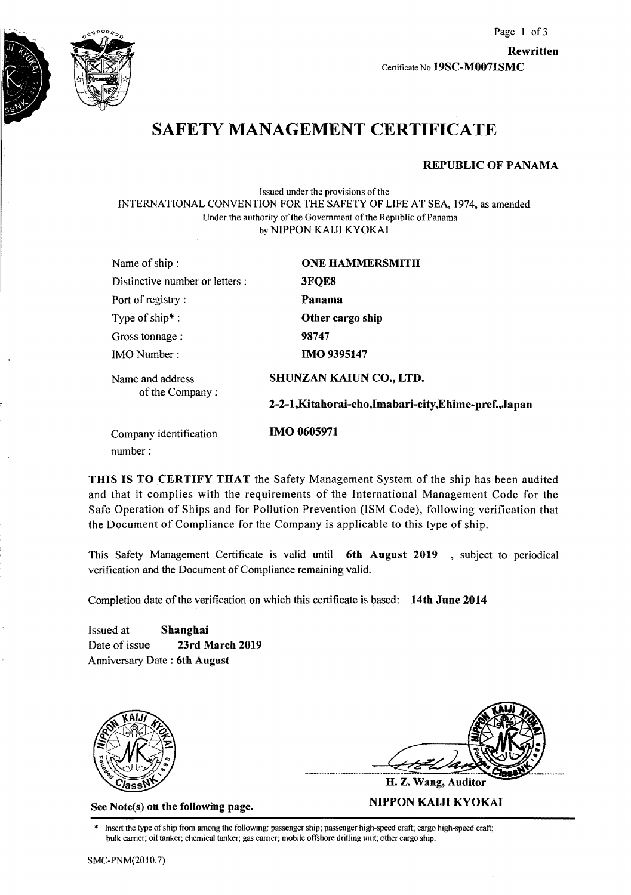**Rewritten**

Certificate No. **19SC-M0071SMC**

# SAFETY MANAGEMENT CERTIFICATE

**REPUBLIC OF PANAMA**

Issued under the provisions of the
INTERNATIONAL CONVENTION FOR THE SAFETY OF LIFE AT SEA, 1974, as amended
Under the authority of the Government of the Republic of Panama
by NIPPON KAIJI KYOKAI

| | |
|---|---|
| Name of ship : | **ONE HAMMERSMITH** |
| Distinctive number or letters : | **3FQE8** |
| Port of registry : | **Panama** |
| Type of ship* : | **Other cargo ship** |
| Gross tonnage : | **98747** |
| IMO Number : | **IMO 9395147** |
| Name and address of the Company : | **SHUNZAN KAIUN CO., LTD.** **2-2-1,Kitahorai-cho,Imabari-city,Ehime-pref.,Japan** |
| Company identification number : | **IMO 0605971** |

**THIS IS TO CERTIFY THAT** the Safety Management System of the ship has been audited and that it complies with the requirements of the International Management Code for the Safe Operation of Ships and for Pollution Prevention (ISM Code), following verification that the Document of Compliance for the Company is applicable to this type of ship.

This Safety Management Certificate is valid until **6th August 2019** , subject to periodical verification and the Document of Compliance remaining valid.

Completion date of the verification on which this certificate is based: **14th June 2014**

Issued at **Shanghai**
Date of issue **23rd March 2019**
Anniversary Date : **6th August**

**See Note(s) on the following page.**

**H. Z. Wang, Auditor**
**NIPPON KAIJI KYOKAI**

* Insert the type of ship from among the following: passenger ship; passenger high-speed craft; cargo high-speed craft; bulk carrier; oil tanker; chemical tanker; gas carrier; mobile offshore drilling unit; other cargo ship.

SMC-PNM(2010.7)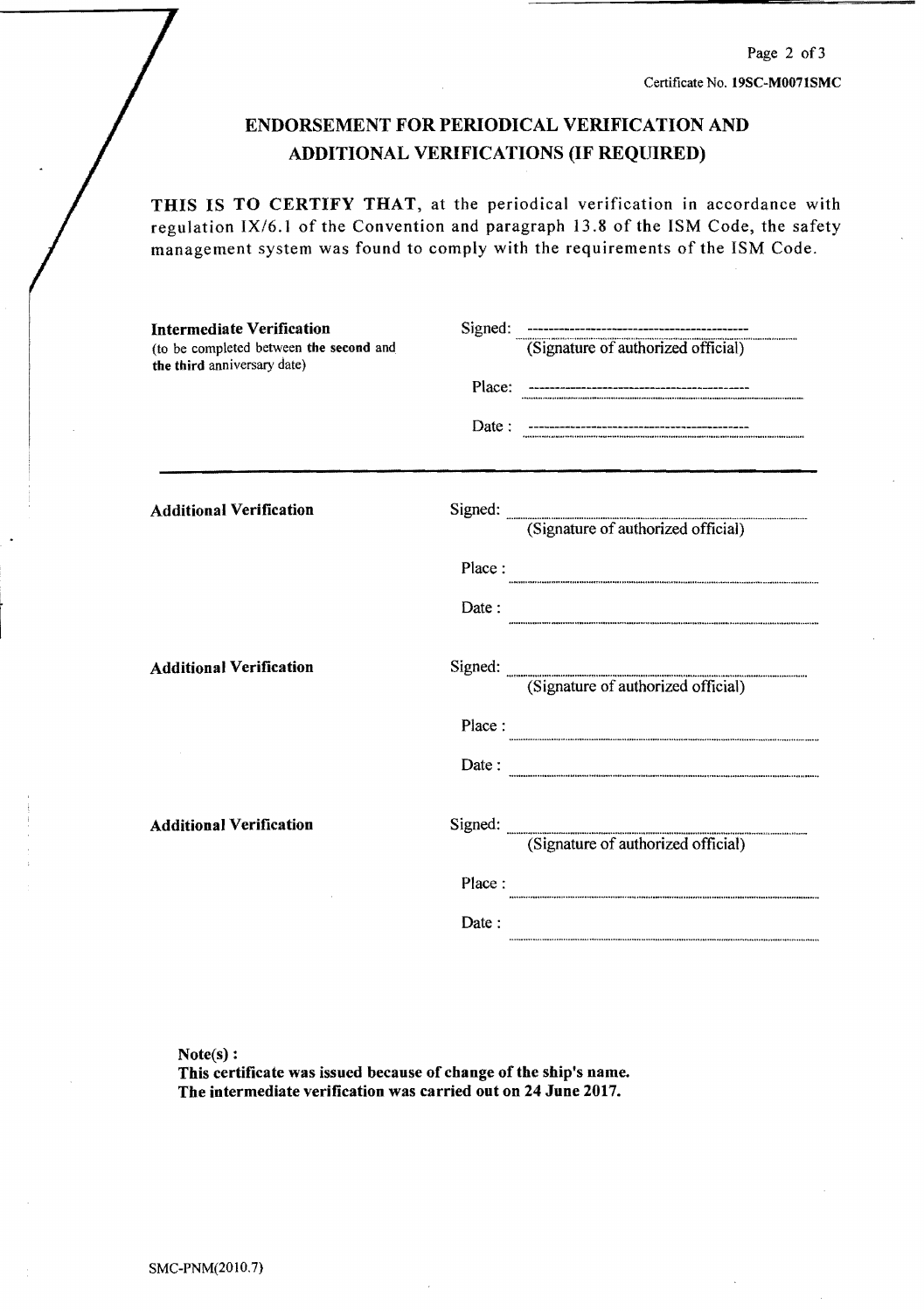Certificate No. 19SC-M0071SMC

## ENDORSEMENT FOR PERIODICAL VERIFICATION AND ADDITIONAL VERIFICATIONS (IF REQUIRED)

**THIS IS TO CERTIFY THAT**, at the periodical verification in accordance with regulation IX/6.1 of the Convention and paragraph 13.8 of the ISM Code, the safety management system was found to comply with the requirements of the ISM Code.

**Intermediate Verification**
(to be completed between **the second** and **the third** anniversary date)

Signed: ------------------------------------------
(Signature of authorized official)

Place: ------------------------------------------

Date : ------------------------------------------

---

**Additional Verification**

Signed: ..........................................
(Signature of authorized official)

Place : ..........................................

Date : ..........................................

**Additional Verification**

Signed: ..........................................
(Signature of authorized official)

Place : ..........................................

Date : ..........................................

**Additional Verification**

Signed: ..........................................
(Signature of authorized official)

Place : ..........................................

Date : ..........................................

**Note(s) :**
**This certificate was issued because of change of the ship's name.**
**The intermediate verification was carried out on 24 June 2017.**

SMC-PNM(2010.7)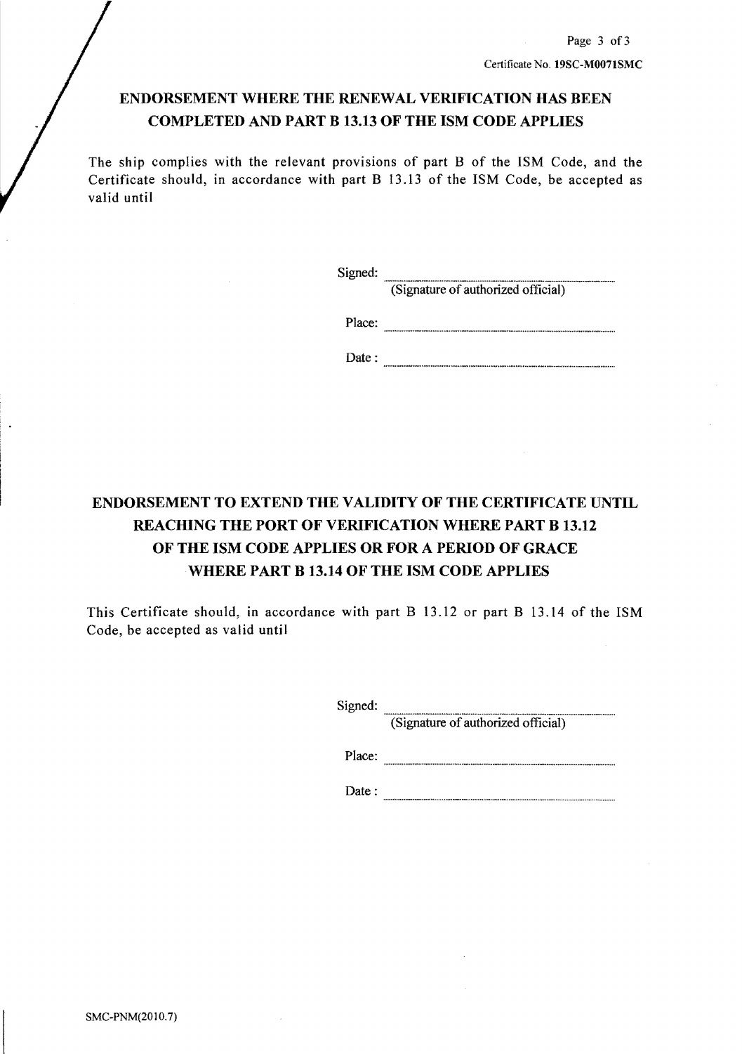Certificate No. 19SC-M0071SMC

## ENDORSEMENT WHERE THE RENEWAL VERIFICATION HAS BEEN COMPLETED AND PART B 13.13 OF THE ISM CODE APPLIES

The ship complies with the relevant provisions of part B of the ISM Code, and the Certificate should, in accordance with part B 13.13 of the ISM Code, be accepted as valid until

Signed: ............................................
(Signature of authorized official)

Place: ............................................

Date : ............................................

## ENDORSEMENT TO EXTEND THE VALIDITY OF THE CERTIFICATE UNTIL REACHING THE PORT OF VERIFICATION WHERE PART B 13.12 OF THE ISM CODE APPLIES OR FOR A PERIOD OF GRACE WHERE PART B 13.14 OF THE ISM CODE APPLIES

This Certificate should, in accordance with part B 13.12 or part B 13.14 of the ISM Code, be accepted as valid until

Signed: ............................................
(Signature of authorized official)

Place: ............................................

Date : ............................................

SMC-PNM(2010.7)